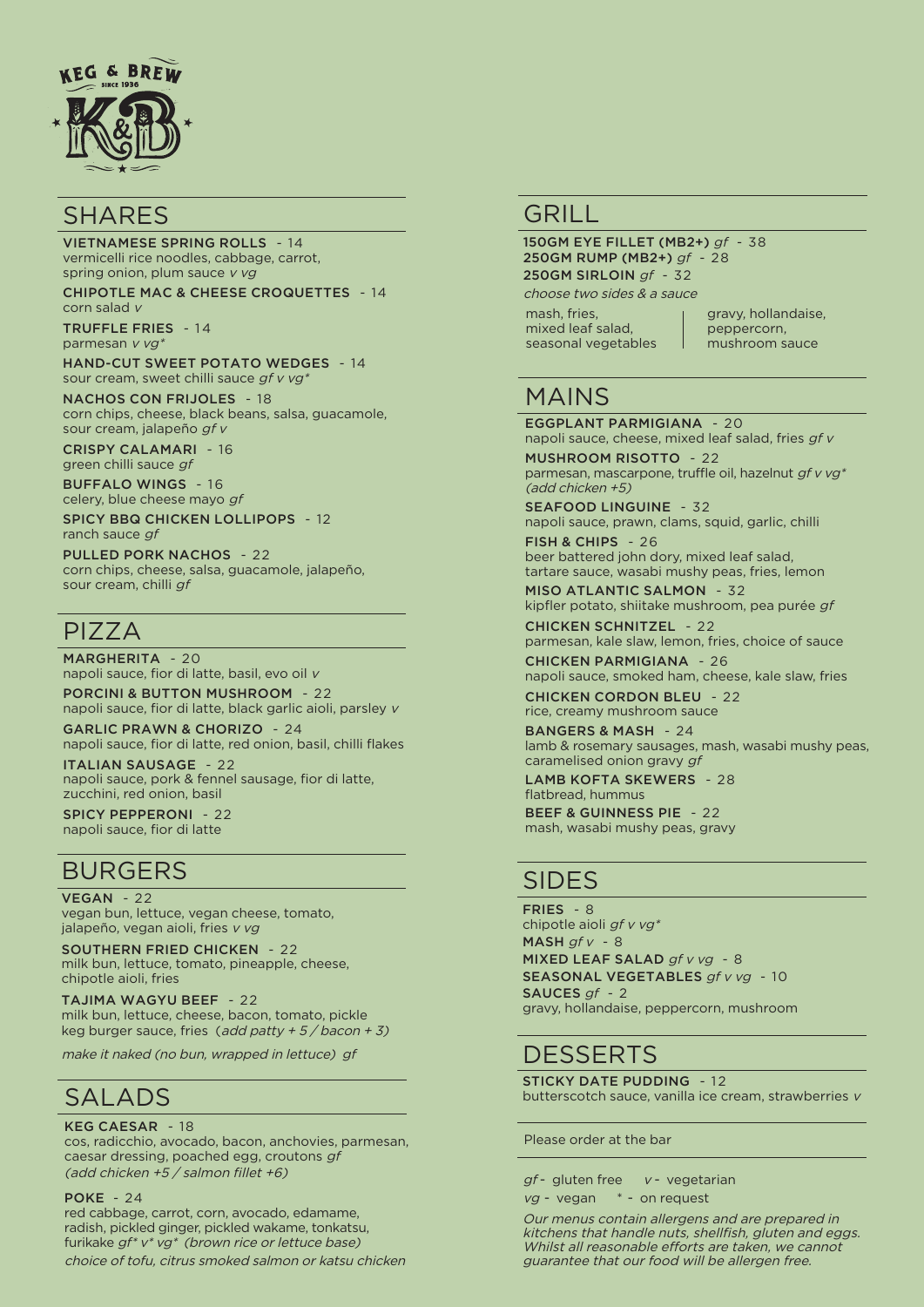KEG & BREW
SINCE 1936
K&B

## SHARES

**VIETNAMESE SPRING ROLLS** - 14
vermicelli rice noodles, cabbage, carrot, spring onion, plum sauce *v vg*

**CHIPOTLE MAC & CHEESE CROQUETTES** - 14
corn salad *v*

**TRUFFLE FRIES** - 14
parmesan *v vg**

**HAND-CUT SWEET POTATO WEDGES** - 14
sour cream, sweet chilli sauce *gf v vg**

**NACHOS CON FRIJOLES** - 18
corn chips, cheese, black beans, salsa, guacamole, sour cream, jalapeño *gf v*

**CRISPY CALAMARI** - 16
green chilli sauce *gf*

**BUFFALO WINGS** - 16
celery, blue cheese mayo *gf*

**SPICY BBQ CHICKEN LOLLIPOPS** - 12
ranch sauce *gf*

**PULLED PORK NACHOS** - 22
corn chips, cheese, salsa, guacamole, jalapeño, sour cream, chilli *gf*

## PIZZA

**MARGHERITA** - 20
napoli sauce, fior di latte, basil, evo oil *v*

**PORCINI & BUTTON MUSHROOM** - 22
napoli sauce, fior di latte, black garlic aioli, parsley *v*

**GARLIC PRAWN & CHORIZO** - 24
napoli sauce, fior di latte, red onion, basil, chilli flakes

**ITALIAN SAUSAGE** - 22
napoli sauce, pork & fennel sausage, fior di latte, zucchini, red onion, basil

**SPICY PEPPERONI** - 22
napoli sauce, fior di latte

## BURGERS

**VEGAN** - 22
vegan bun, lettuce, vegan cheese, tomato, jalapeño, vegan aioli, fries *v vg*

**SOUTHERN FRIED CHICKEN** - 22
milk bun, lettuce, tomato, pineapple, cheese, chipotle aioli, fries

**TAJIMA WAGYU BEEF** - 22
milk bun, lettuce, cheese, bacon, tomato, pickle keg burger sauce, fries (*add patty + 5 / bacon + 3)*

*make it naked (no bun, wrapped in lettuce) gf*

## SALADS

**KEG CAESAR** - 18
cos, radicchio, avocado, bacon, anchovies, parmesan, caesar dressing, poached egg, croutons *gf*
*(add chicken +5 / salmon fillet +6)*

**POKE** - 24
red cabbage, carrot, corn, avocado, edamame, radish, pickled ginger, pickled wakame, tonkatsu, furikake *gf* v* vg* (brown rice or lettuce base)*
*choice of tofu, citrus smoked salmon or katsu chicken*

## GRILL

**150GM EYE FILLET (MB2+)** *gf* - 38
**250GM RUMP (MB2+)** *gf* - 28
**250GM SIRLOIN** *gf* - 32

*choose two sides & a sauce*

mash, fries, mixed leaf salad, seasonal vegetables | gravy, hollandaise, peppercorn, mushroom sauce

## MAINS

**EGGPLANT PARMIGIANA** - 20
napoli sauce, cheese, mixed leaf salad, fries *gf v*

**MUSHROOM RISOTTO** - 22
parmesan, mascarpone, truffle oil, hazelnut *gf v vg**
*(add chicken +5)*

**SEAFOOD LINGUINE** - 32
napoli sauce, prawn, clams, squid, garlic, chilli

**FISH & CHIPS** - 26
beer battered john dory, mixed leaf salad, tartare sauce, wasabi mushy peas, fries, lemon

**MISO ATLANTIC SALMON** - 32
kipfler potato, shiitake mushroom, pea purée *gf*

**CHICKEN SCHNITZEL** - 22
parmesan, kale slaw, lemon, fries, choice of sauce

**CHICKEN PARMIGIANA** - 26
napoli sauce, smoked ham, cheese, kale slaw, fries

**CHICKEN CORDON BLEU** - 22
rice, creamy mushroom sauce

**BANGERS & MASH** - 24
lamb & rosemary sausages, mash, wasabi mushy peas, caramelised onion gravy *gf*

**LAMB KOFTA SKEWERS** - 28
flatbread, hummus

**BEEF & GUINNESS PIE** - 22
mash, wasabi mushy peas, gravy

## SIDES

**FRIES** - 8
chipotle aioli *gf v vg**

**MASH** *gf v* - 8

**MIXED LEAF SALAD** *gf v vg* - 8

**SEASONAL VEGETABLES** *gf v vg* - 10

**SAUCES** *gf* - 2
gravy, hollandaise, peppercorn, mushroom

## DESSERTS

**STICKY DATE PUDDING** - 12
butterscotch sauce, vanilla ice cream, strawberries *v*

Please order at the bar

*gf* - gluten free  *v* - vegetarian
*vg* - vegan  * - on request

*Our menus contain allergens and are prepared in kitchens that handle nuts, shellfish, gluten and eggs. Whilst all reasonable efforts are taken, we cannot guarantee that our food will be allergen free.*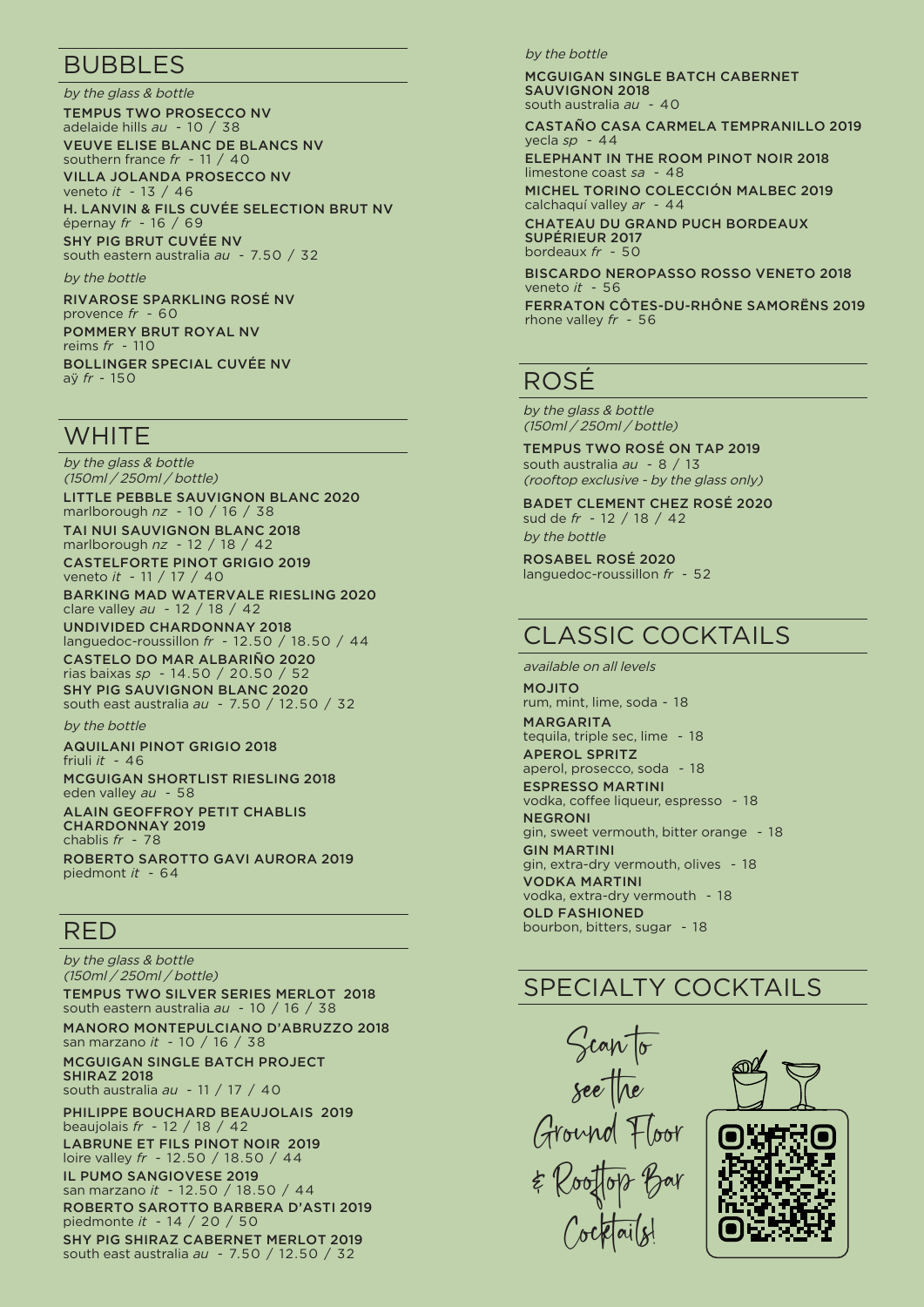## BUBBLES

*by the glass & bottle*

**TEMPUS TWO PROSECCO NV**
adelaide hills *au* - 10 / 38

**VEUVE ELISE BLANC DE BLANCS NV**
southern france *fr* - 11 / 40

**VILLA JOLANDA PROSECCO NV**
veneto *it* - 13 / 46

**H. LANVIN & FILS CUVÉE SELECTION BRUT NV**
épernay *fr* - 16 / 69

**SHY PIG BRUT CUVÉE NV**
south eastern australia *au* - 7.50 / 32

*by the bottle*

**RIVAROSE SPARKLING ROSÉ NV**
provence *fr* - 60

**POMMERY BRUT ROYAL NV**
reims *fr* - 110

**BOLLINGER SPECIAL CUVÉE NV**
aÿ *fr* - 150

## WHITE

*by the glass & bottle*
*(150ml / 250ml / bottle)*

**LITTLE PEBBLE SAUVIGNON BLANC 2020**
marlborough *nz* - 10 / 16 / 38

**TAI NUI SAUVIGNON BLANC 2018**
marlborough *nz* - 12 / 18 / 42

**CASTELFORTE PINOT GRIGIO 2019**
veneto *it* - 11 / 17 / 40

**BARKING MAD WATERVALE RIESLING 2020**
clare valley *au* - 12 / 18 / 42

**UNDIVIDED CHARDONNAY 2018**
languedoc-roussillon *fr* - 12.50 / 18.50 / 44

**CASTELO DO MAR ALBARIÑO 2020**
rias baixas *sp* - 14.50 / 20.50 / 52

**SHY PIG SAUVIGNON BLANC 2020**
south east australia *au* - 7.50 / 12.50 / 32

*by the bottle*

**AQUILANI PINOT GRIGIO 2018**
friuli *it* - 46

**MCGUIGAN SHORTLIST RIESLING 2018**
eden valley *au* - 58

**ALAIN GEOFFROY PETIT CHABLIS CHARDONNAY 2019**
chablis *fr* - 78

**ROBERTO SAROTTO GAVI AURORA 2019**
piedmont *it* - 64

## RED

*by the glass & bottle*
*(150ml / 250ml / bottle)*

**TEMPUS TWO SILVER SERIES MERLOT 2018**
south eastern australia *au* - 10 / 16 / 38

**MANORO MONTEPULCIANO D'ABRUZZO 2018**
san marzano *it* - 10 / 16 / 38

**MCGUIGAN SINGLE BATCH PROJECT SHIRAZ 2018**
south australia *au* - 11 / 17 / 40

**PHILIPPE BOUCHARD BEAUJOLAIS 2019**
beaujolais *fr* - 12 / 18 / 42

**LABRUNE ET FILS PINOT NOIR 2019**
loire valley *fr* - 12.50 / 18.50 / 44

**IL PUMO SANGIOVESE 2019**
san marzano *it* - 12.50 / 18.50 / 44

**ROBERTO SAROTTO BARBERA D'ASTI 2019**
piedmonte *it* - 14 / 20 / 50

**SHY PIG SHIRAZ CABERNET MERLOT 2019**
south east australia *au* - 7.50 / 12.50 / 32

*by the bottle*

**MCGUIGAN SINGLE BATCH CABERNET SAUVIGNON 2018**
south australia *au* - 40

**CASTAÑO CASA CARMELA TEMPRANILLO 2019**
yecla *sp* - 44

**ELEPHANT IN THE ROOM PINOT NOIR 2018**
limestone coast *sa* - 48

**MICHEL TORINO COLECCIÓN MALBEC 2019**
calchaquí valley *ar* - 44

**CHATEAU DU GRAND PUCH BORDEAUX SUPÉRIEUR 2017**
bordeaux *fr* - 50

**BISCARDO NEROPASSO ROSSO VENETO 2018**
veneto *it* - 56

**FERRATON CÔTES-DU-RHÔNE SAMORËNS 2019**
rhone valley *fr* - 56

## ROSÉ

*by the glass & bottle*
*(150ml / 250ml / bottle)*

**TEMPUS TWO ROSÉ ON TAP 2019**
south australia *au* - 8 / 13
*(rooftop exclusive - by the glass only)*

**BADET CLEMENT CHEZ ROSÉ 2020**
sud de *fr* - 12 / 18 / 42

*by the bottle*

**ROSABEL ROSÉ 2020**
languedoc-roussillon *fr* - 52

## CLASSIC COCKTAILS

*available on all levels*

**MOJITO**
rum, mint, lime, soda - 18

**MARGARITA**
tequila, triple sec, lime - 18

**APEROL SPRITZ**
aperol, prosecco, soda - 18

**ESPRESSO MARTINI**
vodka, coffee liqueur, espresso - 18

**NEGRONI**
gin, sweet vermouth, bitter orange - 18

**GIN MARTINI**
gin, extra-dry vermouth, olives - 18

**VODKA MARTINI**
vodka, extra-dry vermouth - 18

**OLD FASHIONED**
bourbon, bitters, sugar - 18

## SPECIALTY COCKTAILS

Scan to see the Ground Floor & Rooftop Bar Cocktails!